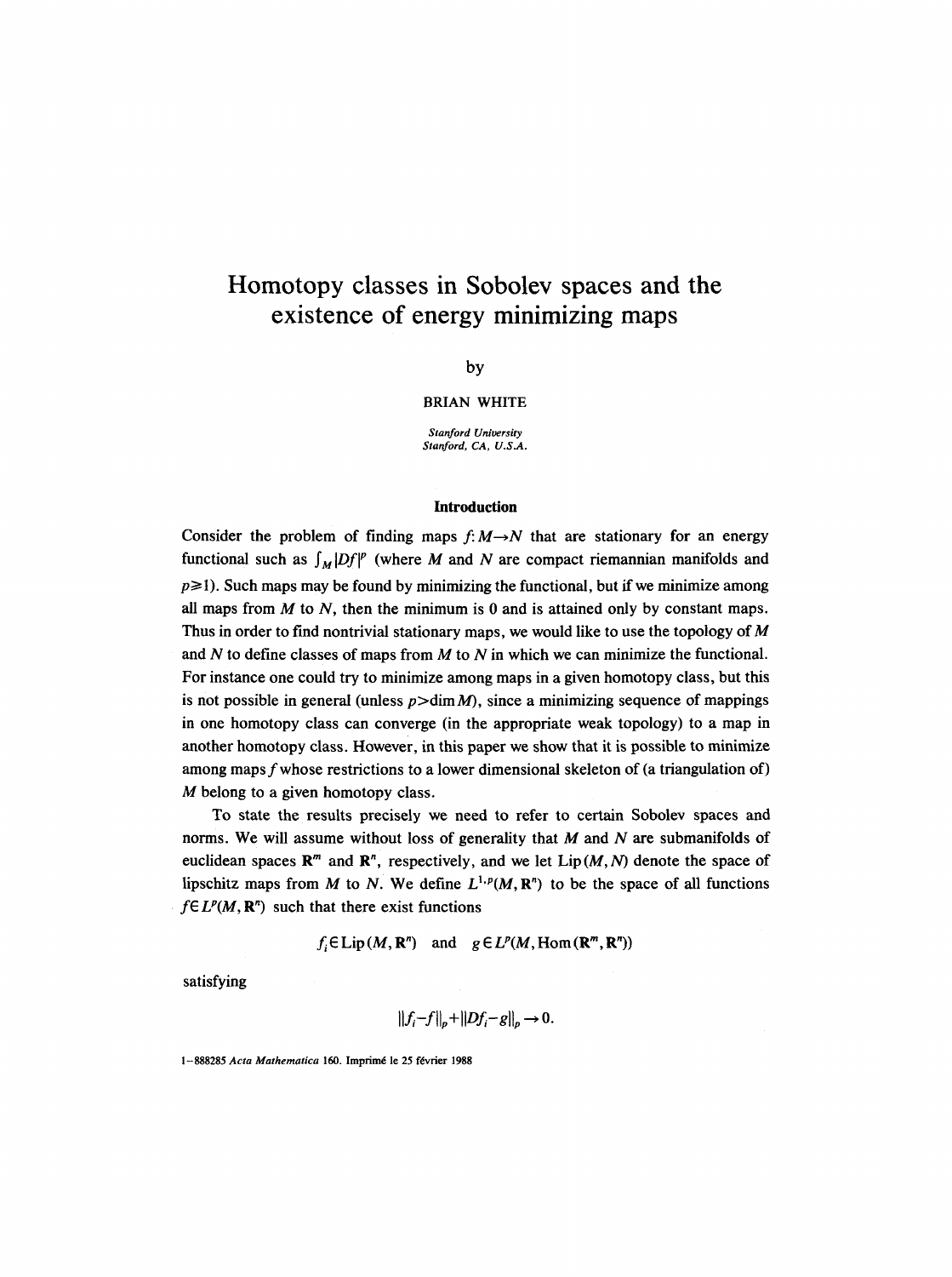# Homotopy classes in Sobolev spaces and the existence of energy minimizing maps

by

BRIAN WHITE

*Stanford University*
*Stanford, CA, U.S.A.*

## Introduction

Consider the problem of finding maps $f: M \to N$ that are stationary for an energy functional such as $\int_M |Df|^p$ (where $M$ and $N$ are compact riemannian manifolds and $p \geq 1$). Such maps may be found by minimizing the functional, but if we minimize among all maps from $M$ to $N$, then the minimum is 0 and is attained only by constant maps. Thus in order to find nontrivial stationary maps, we would like to use the topology of $M$ and $N$ to define classes of maps from $M$ to $N$ in which we can minimize the functional. For instance one could try to minimize among maps in a given homotopy class, but this is not possible in general (unless $p > \dim M$), since a minimizing sequence of mappings in one homotopy class can converge (in the appropriate weak topology) to a map in another homotopy class. However, in this paper we show that it is possible to minimize among maps $f$ whose restrictions to a lower dimensional skeleton of (a triangulation of) $M$ belong to a given homotopy class.

To state the results precisely we need to refer to certain Sobolev spaces and norms. We will assume without loss of generality that $M$ and $N$ are submanifolds of euclidean spaces $\mathbf{R}^m$ and $\mathbf{R}^n$, respectively, and we let $\mathrm{Lip}(M, N)$ denote the space of lipschitz maps from $M$ to $N$. We define $L^{1,p}(M, \mathbf{R}^n)$ to be the space of all functions $f \in L^p(M, \mathbf{R}^n)$ such that there exist functions

$$f_i \in \mathrm{Lip}(M, \mathbf{R}^n) \quad \text{and} \quad g \in L^p(M, \mathrm{Hom}(\mathbf{R}^m, \mathbf{R}^n))$$

satisfying

$$\|f_i - f\|_p + \|Df_i - g\|_p \to 0.$$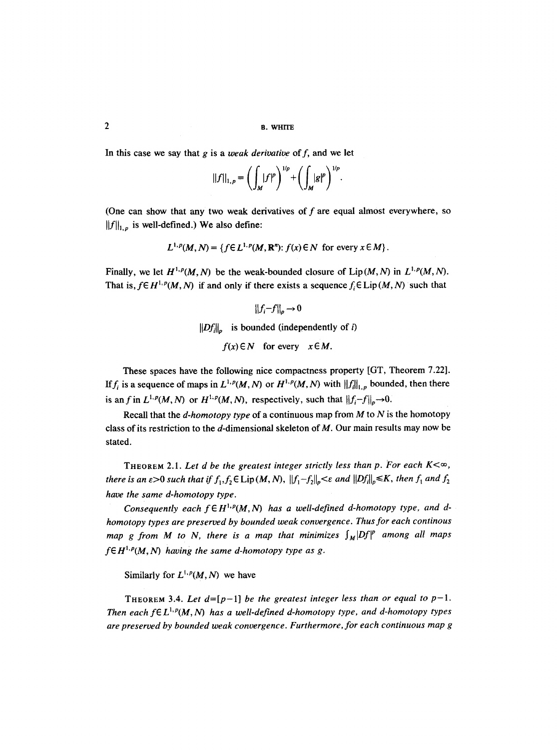In this case we say that $g$ is a *weak derivative* of $f$, and we let

$$\|f\|_{1,p} = \left(\int_M |f|^p\right)^{1/p} + \left(\int_M |g|^p\right)^{1/p}.$$

(One can show that any two weak derivatives of $f$ are equal almost everywhere, so $\|f\|_{1,p}$ is well-defined.) We also define:

$$L^{1,p}(M,N) = \{f \in L^{1,p}(M,\mathbf{R}^n) \colon f(x) \in N \text{ for every } x \in M\}.$$

Finally, we let $H^{1,p}(M,N)$ be the weak-bounded closure of $\mathrm{Lip}(M,N)$ in $L^{1,p}(M,N)$. That is, $f \in H^{1,p}(M,N)$ if and only if there exists a sequence $f_i \in \mathrm{Lip}(M,N)$ such that

$$\|f_i - f\|_p \to 0$$

$$\|Df_i\|_p \quad \text{is bounded (independently of } i)$$

$$f(x) \in N \quad \text{for every} \quad x \in M.$$

These spaces have the following nice compactness property [GT, Theorem 7.22]. If $f_i$ is a sequence of maps in $L^{1,p}(M,N)$ or $H^{1,p}(M,N)$ with $\|f_i\|_{1,p}$ bounded, then there is an $f$ in $L^{1,p}(M,N)$ or $H^{1,p}(M,N)$, respectively, such that $\|f_i - f\|_p \to 0$.

Recall that the *d-homotopy type* of a continuous map from $M$ to $N$ is the homotopy class of its restriction to the $d$-dimensional skeleton of $M$. Our main results may now be stated.

**Theorem 2.1.** *Let $d$ be the greatest integer strictly less than $p$. For each $K < \infty$, there is an $\varepsilon > 0$ such that if $f_1, f_2 \in \mathrm{Lip}(M,N)$, $\|f_1 - f_2\|_p < \varepsilon$ and $\|Df_i\|_p \leq K$, then $f_1$ and $f_2$ have the same d-homotopy type.*

*Consequently each $f \in H^{1,p}(M,N)$ has a well-defined d-homotopy type, and d-homotopy types are preserved by bounded weak convergence. Thus for each continous map $g$ from $M$ to $N$, there is a map that minimizes $\int_M |Df|^p$ among all maps $f \in H^{1,p}(M,N)$ having the same d-homotopy type as $g$.*

Similarly for $L^{1,p}(M,N)$ we have

**Theorem 3.4.** *Let $d = [p-1]$ be the greatest integer less than or equal to $p-1$. Then each $f \in L^{1,p}(M,N)$ has a well-defined d-homotopy type, and d-homotopy types are preserved by bounded weak convergence. Furthermore, for each continuous map $g$*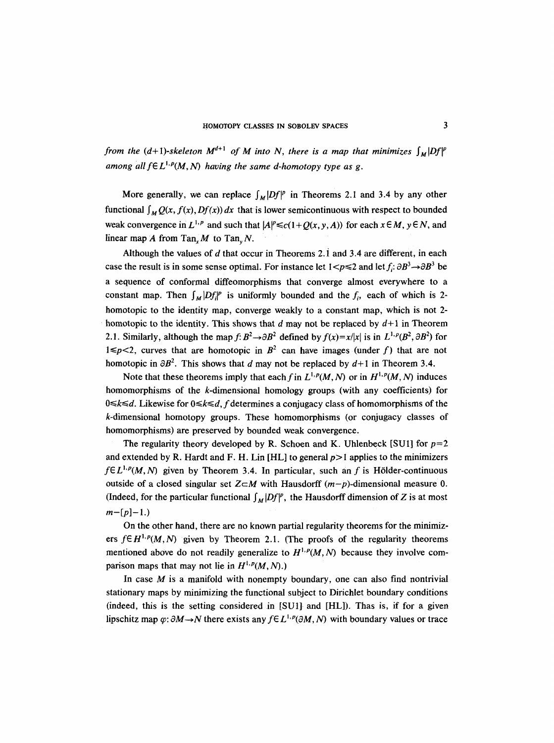*from the $(d+1)$-skeleton $M^{d+1}$ of $M$ into $N$, there is a map that minimizes $\int_M |Df|^p$ among all $f \in L^{1,p}(M, N)$ having the same $d$-homotopy type as $g$.*

More generally, we can replace $\int_M |Df|^p$ in Theorems 2.1 and 3.4 by any other functional $\int_M Q(x, f(x), Df(x))\,dx$ that is lower semicontinuous with respect to bounded weak convergence in $L^{1,p}$ and such that $|A|^p \leq c(1+Q(x, y, A))$ for each $x \in M$, $y \in N$, and linear map $A$ from $\mathrm{Tan}_x M$ to $\mathrm{Tan}_y N$.

Although the values of $d$ that occur in Theorems 2.1 and 3.4 are different, in each case the result is in some sense optimal. For instance let $1<p\leq 2$ and let $f_i\colon \partial B^3 \to \partial B^3$ be a sequence of conformal diffeomorphisms that converge almost everywhere to a constant map. Then $\int_M |Df_i|^p$ is uniformly bounded and the $f_i$, each of which is 2-homotopic to the identity map, converge weakly to a constant map, which is not 2-homotopic to the identity. This shows that $d$ may not be replaced by $d+1$ in Theorem 2.1. Similarly, although the map $f\colon B^2 \to \partial B^2$ defined by $f(x) = x/|x|$ is in $L^{1,p}(B^2, \partial B^2)$ for $1 \leq p < 2$, curves that are homotopic in $B^2$ can have images (under $f$) that are not homotopic in $\partial B^2$. This shows that $d$ may not be replaced by $d+1$ in Theorem 3.4.

Note that these theorems imply that each $f$ in $L^{1,p}(M, N)$ or in $H^{1,p}(M, N)$ induces homomorphisms of the $k$-dimensional homology groups (with any coefficients) for $0 \leq k \leq d$. Likewise for $0 \leq k \leq d$, $f$ determines a conjugacy class of homomorphisms of the $k$-dimensional homotopy groups. These homomorphisms (or conjugacy classes of homomorphisms) are preserved by bounded weak convergence.

The regularity theory developed by R. Schoen and K. Uhlenbeck [SU1] for $p=2$ and extended by R. Hardt and F. H. Lin [HL] to general $p>1$ applies to the minimizers $f \in L^{1,p}(M, N)$ given by Theorem 3.4. In particular, such an $f$ is Hölder-continuous outside of a closed singular set $Z \subset M$ with Hausdorff $(m-p)$-dimensional measure 0. (Indeed, for the particular functional $\int_M |Df|^p$, the Hausdorff dimension of $Z$ is at most $m-[p]-1$.)

On the other hand, there are no known partial regularity theorems for the minimizers $f \in H^{1,p}(M, N)$ given by Theorem 2.1. (The proofs of the regularity theorems mentioned above do not readily generalize to $H^{1,p}(M, N)$ because they involve comparison maps that may not lie in $H^{1,p}(M, N)$.)

In case $M$ is a manifold with nonempty boundary, one can also find nontrivial stationary maps by minimizing the functional subject to Dirichlet boundary conditions (indeed, this is the setting considered in [SU1] and [HL]). Thas is, if for a given lipschitz map $\varphi\colon \partial M \to N$ there exists any $f \in L^{1,p}(\partial M, N)$ with boundary values or trace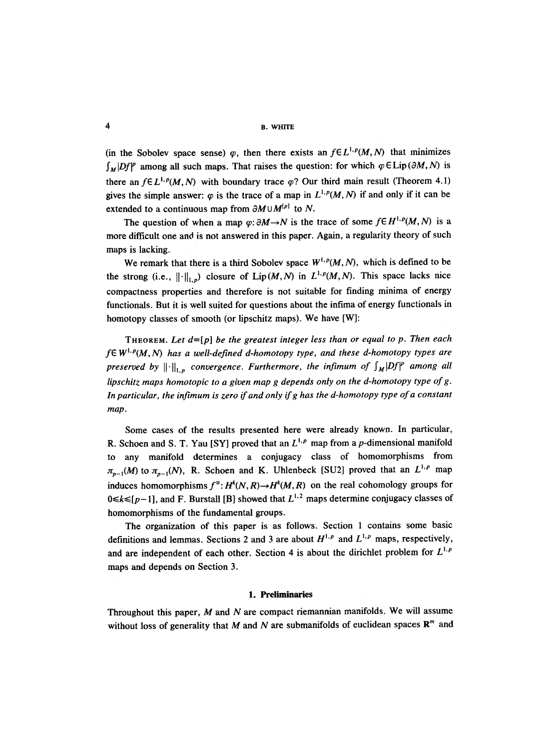(in the Sobolev space sense) $\varphi$, then there exists an $f \in L^{1,p}(M, N)$ that minimizes $\int_M |Df|^p$ among all such maps. That raises the question: for which $\varphi \in \mathrm{Lip}(\partial M, N)$ is there an $f \in L^{1,p}(M, N)$ with boundary trace $\varphi$? Our third main result (Theorem 4.1) gives the simple answer: $\varphi$ is the trace of a map in $L^{1,p}(M, N)$ if and only if it can be extended to a continuous map from $\partial M \cup M^{[p]}$ to $N$.

The question of when a map $\varphi: \partial M \to N$ is the trace of some $f \in H^{1,p}(M, N)$ is a more difficult one and is not answered in this paper. Again, a regularity theory of such maps is lacking.

We remark that there is a third Sobolev space $W^{1,p}(M, N)$, which is defined to be the strong (i.e., $\|\cdot\|_{1,p}$) closure of $\mathrm{Lip}(M, N)$ in $L^{1,p}(M, N)$. This space lacks nice compactness properties and therefore is not suitable for finding minima of energy functionals. But it is well suited for questions about the infima of energy functionals in homotopy classes of smooth (or lipschitz maps). We have [W]:

THEOREM. *Let $d = [p]$ be the greatest integer less than or equal to $p$. Then each $f \in W^{1,p}(M, N)$ has a well-defined $d$-homotopy type, and these $d$-homotopy types are preserved by $\|\cdot\|_{1,p}$ convergence. Furthermore, the infimum of $\int_M |Df|^p$ among all lipschitz maps homotopic to a given map $g$ depends only on the $d$-homotopy type of $g$. In particular, the infimum is zero if and only if $g$ has the $d$-homotopy type of a constant map.*

Some cases of the results presented here were already known. In particular, R. Schoen and S. T. Yau [SY] proved that an $L^{1,p}$ map from a $p$-dimensional manifold to any manifold determines a conjugacy class of homomorphisms from $\pi_{p-1}(M)$ to $\pi_{p-1}(N)$, R. Schoen and K. Uhlenbeck [SU2] proved that an $L^{1,p}$ map induces homomorphisms $f^{\#}: H^k(N, R) \to H^k(M, R)$ on the real cohomology groups for $0 \leq k \leq [p-1]$, and F. Burstall [B] showed that $L^{1,2}$ maps determine conjugacy classes of homomorphisms of the fundamental groups.

The organization of this paper is as follows. Section 1 contains some basic definitions and lemmas. Sections 2 and 3 are about $H^{1,p}$ and $L^{1,p}$ maps, respectively, and are independent of each other. Section 4 is about the dirichlet problem for $L^{1,p}$ maps and depends on Section 3.

## 1. Preliminaries

Throughout this paper, $M$ and $N$ are compact riemannian manifolds. We will assume without loss of generality that $M$ and $N$ are submanifolds of euclidean spaces $\mathbf{R}^m$ and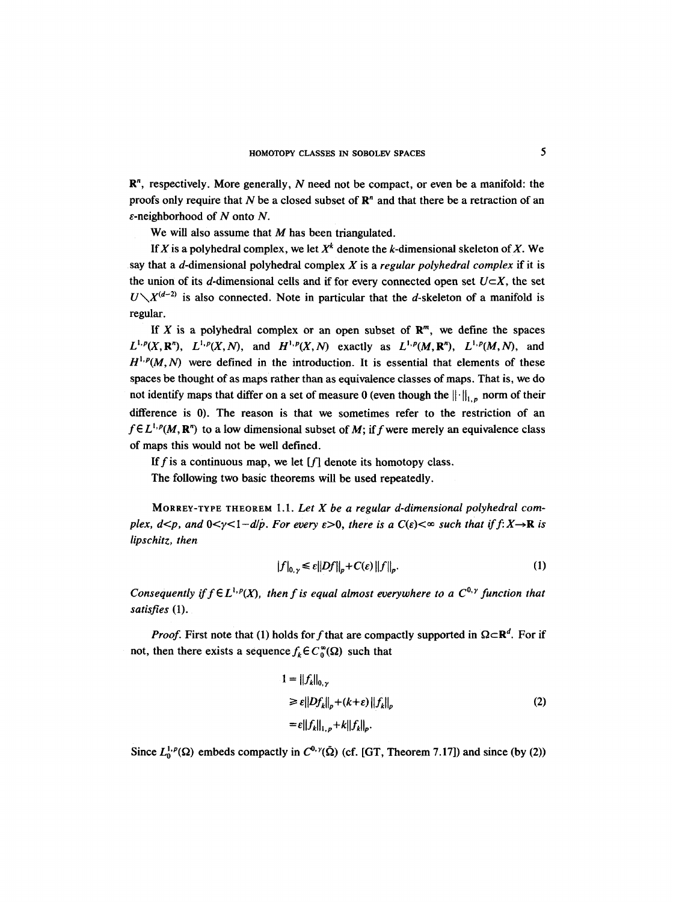$\mathbf{R}^n$, respectively. More generally, $N$ need not be compact, or even be a manifold: the proofs only require that $N$ be a closed subset of $\mathbf{R}^n$ and that there be a retraction of an $\varepsilon$-neighborhood of $N$ onto $N$.

We will also assume that $M$ has been triangulated.

If $X$ is a polyhedral complex, we let $X^k$ denote the $k$-dimensional skeleton of $X$. We say that a $d$-dimensional polyhedral complex $X$ is a *regular polyhedral complex* if it is the union of its $d$-dimensional cells and if for every connected open set $U \subset X$, the set $U \setminus X^{(d-2)}$ is also connected. Note in particular that the $d$-skeleton of a manifold is regular.

If $X$ is a polyhedral complex or an open subset of $\mathbf{R}^m$, we define the spaces $L^{1,p}(X, \mathbf{R}^n)$, $L^{1,p}(X, N)$, and $H^{1,p}(X, N)$ exactly as $L^{1,p}(M, \mathbf{R}^n)$, $L^{1,p}(M, N)$, and $H^{1,p}(M, N)$ were defined in the introduction. It is essential that elements of these spaces be thought of as maps rather than as equivalence classes of maps. That is, we do not identify maps that differ on a set of measure 0 (even though the $\|\cdot\|_{1,p}$ norm of their difference is 0). The reason is that we sometimes refer to the restriction of an $f \in L^{1,p}(M, \mathbf{R}^n)$ to a low dimensional subset of $M$; if $f$ were merely an equivalence class of maps this would not be well defined.

If $f$ is a continuous map, we let $[f]$ denote its homotopy class.

The following two basic theorems will be used repeatedly.

Morrey-type Theorem 1.1. *Let $X$ be a regular $d$-dimensional polyhedral complex, $d<p$, and $0<\gamma<1-d/p$. For every $\varepsilon>0$, there is a $C(\varepsilon)<\infty$ such that if $f\colon X \to \mathbf{R}$ is lipschitz, then*

$$|f|_{0,\gamma} \leq \varepsilon \|Df\|_p + C(\varepsilon)\|f\|_p. \tag{1}$$

*Consequently if $f \in L^{1,p}(X)$, then $f$ is equal almost everywhere to a $C^{0,\gamma}$ function that satisfies* (1).

*Proof.* First note that (1) holds for $f$ that are compactly supported in $\Omega \subset \mathbf{R}^d$. For if not, then there exists a sequence $f_k \in C_0^\infty(\Omega)$ such that

$$\begin{aligned} 1 &= \|f_k\|_{0,\gamma} \\ &\geq \varepsilon \|Df_k\|_p + (k+\varepsilon)\|f_k\|_p \\ &= \varepsilon \|f_k\|_{1,p} + k\|f_k\|_p. \end{aligned} \tag{2}$$

Since $L_0^{1,p}(\Omega)$ embeds compactly in $C^{0,\gamma}(\bar{\Omega})$ (cf. [GT, Theorem 7.17]) and since (by (2))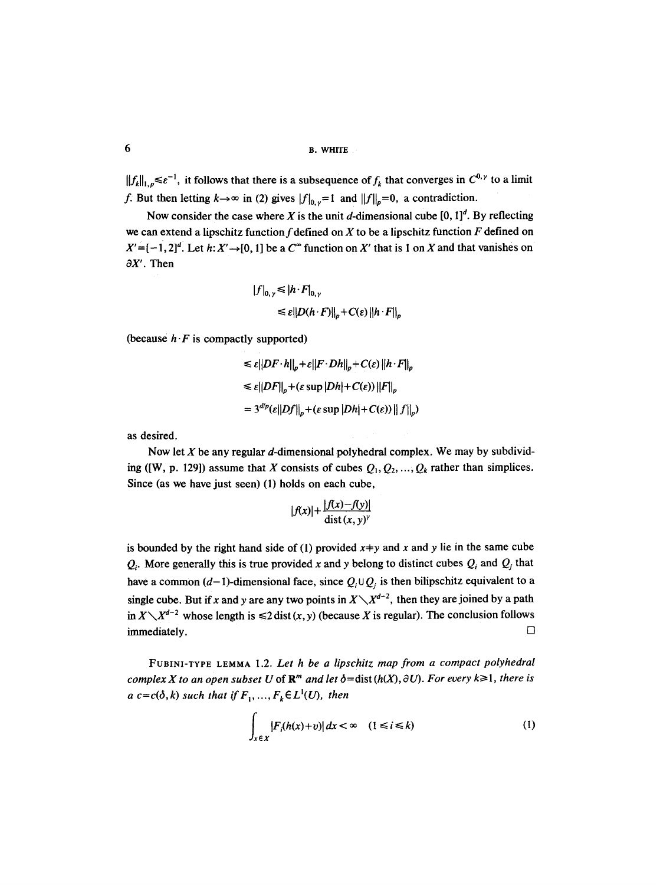$\|f_k\|_{1,p} \leq \varepsilon^{-1}$, it follows that there is a subsequence of $f_k$ that converges in $C^{0,\gamma}$ to a limit $f$. But then letting $k \to \infty$ in (2) gives $|f|_{0,\gamma} = 1$ and $\|f\|_p = 0$, a contradiction.

Now consider the case where $X$ is the unit $d$-dimensional cube $[0,1]^d$. By reflecting we can extend a lipschitz function $f$ defined on $X$ to be a lipschitz function $F$ defined on $X' = [-1,2]^d$. Let $h: X' \to [0,1]$ be a $C^\infty$ function on $X'$ that is 1 on $X$ and that vanishes on $\partial X'$. Then

$$
\begin{aligned}
|f|_{0,\gamma} &\leq |h \cdot F|_{0,\gamma} \\
&\leq \varepsilon \|D(h \cdot F)\|_p + C(\varepsilon) \|h \cdot F\|_p
\end{aligned}
$$

(because $h \cdot F$ is compactly supported)

$$
\begin{aligned}
&\leq \varepsilon \|DF \cdot h\|_p + \varepsilon \|F \cdot Dh\|_p + C(\varepsilon) \|h \cdot F\|_p \\
&\leq \varepsilon \|DF\|_p + (\varepsilon \sup |Dh| + C(\varepsilon)) \|F\|_p \\
&= 3^{d/p} (\varepsilon \|Df\|_p + (\varepsilon \sup |Dh| + C(\varepsilon)) \|f\|_p)
\end{aligned}
$$

as desired.

Now let $X$ be any regular $d$-dimensional polyhedral complex. We may by subdividing ([W, p. 129]) assume that $X$ consists of cubes $Q_1, Q_2, \ldots, Q_k$ rather than simplices. Since (as we have just seen) (1) holds on each cube,

$$
|f(x)| + \frac{|f(x) - f(y)|}{\operatorname{dist}(x,y)^\gamma}
$$

is bounded by the right hand side of (1) provided $x \neq y$ and $x$ and $y$ lie in the same cube $Q_i$. More generally this is true provided $x$ and $y$ belong to distinct cubes $Q_i$ and $Q_j$ that have a common $(d-1)$-dimensional face, since $Q_i \cup Q_j$ is then bilipschitz equivalent to a single cube. But if $x$ and $y$ are any two points in $X \setminus X^{d-2}$, then they are joined by a path in $X \setminus X^{d-2}$ whose length is $\leq 2\operatorname{dist}(x,y)$ (because $X$ is regular). The conclusion follows immediately. $\square$

FUBINI-TYPE LEMMA 1.2. *Let $h$ be a lipschitz map from a compact polyhedral complex $X$ to an open subset $U$ of $\mathbf{R}^m$ and let $\delta = \operatorname{dist}(h(X), \partial U)$. For every $k \geq 1$, there is a $c = c(\delta, k)$ such that if $F_1, \ldots, F_k \in L^1(U)$, then*

$$
\int_{x \in X} |F_i(h(x) + v)|\, dx < \infty \quad (1 \leq i \leq k) \tag{1}
$$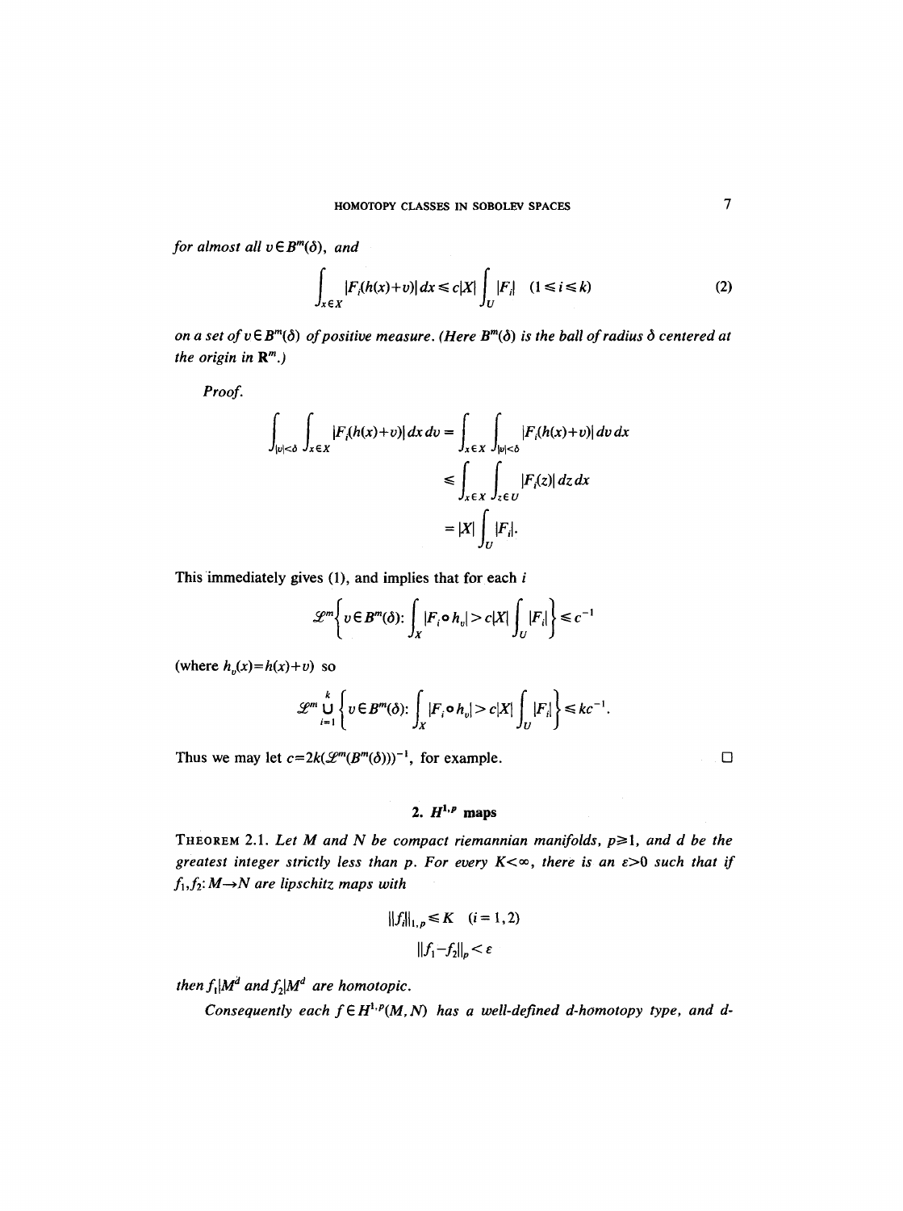*for almost all* $v \in B^m(\delta)$, *and*

$$\int_{x\in X} |F_i(h(x)+v)|\,dx \leqslant c|X| \int_U |F_i| \quad (1 \leqslant i \leqslant k) \tag{2}$$

*on a set of* $v \in B^m(\delta)$ *of positive measure. (Here* $B^m(\delta)$ *is the ball of radius* $\delta$ *centered at the origin in* $\mathbf{R}^m$.*)*

*Proof.*

$$\begin{aligned}
\int_{|v|<\delta} \int_{x\in X} |F_i(h(x)+v)|\,dx\,dv &= \int_{x\in X} \int_{|v|<\delta} |F_i(h(x)+v)|\,dv\,dx \\
&\leqslant \int_{x\in X} \int_{z\in U} |F_i(z)|\,dz\,dx \\
&= |X| \int_U |F_i|.
\end{aligned}$$

This immediately gives (1), and implies that for each $i$

$$\mathscr{L}^m \left\{ v \in B^m(\delta) : \int_X |F_i \circ h_v| > c|X| \int_U |F_i| \right\} \leqslant c^{-1}$$

(where $h_v(x) = h(x) + v$) so

$$\mathscr{L}^m \bigcup_{i=1}^k \left\{ v \in B^m(\delta) : \int_X |F_i \circ h_v| > c|X| \int_U |F_i| \right\} \leqslant kc^{-1}.$$

Thus we may let $c = 2k(\mathscr{L}^m(B^m(\delta)))^{-1}$, for example. □

## 2. $H^{1,p}$ maps

THEOREM 2.1. *Let* $M$ *and* $N$ *be compact riemannian manifolds,* $p \geqslant 1$, *and* $d$ *be the greatest integer strictly less than* $p$. *For every* $K < \infty$, *there is an* $\varepsilon > 0$ *such that if* $f_1, f_2 : M \to N$ *are lipschitz maps with*

$$\|f_i\|_{1,p} \leqslant K \quad (i = 1, 2)$$

$$\|f_1 - f_2\|_p < \varepsilon$$

*then* $f_1|M^d$ *and* $f_2|M^d$ *are homotopic.*

*Consequently each* $f \in H^{1,p}(M,N)$ *has a well-defined d-homotopy type, and d-*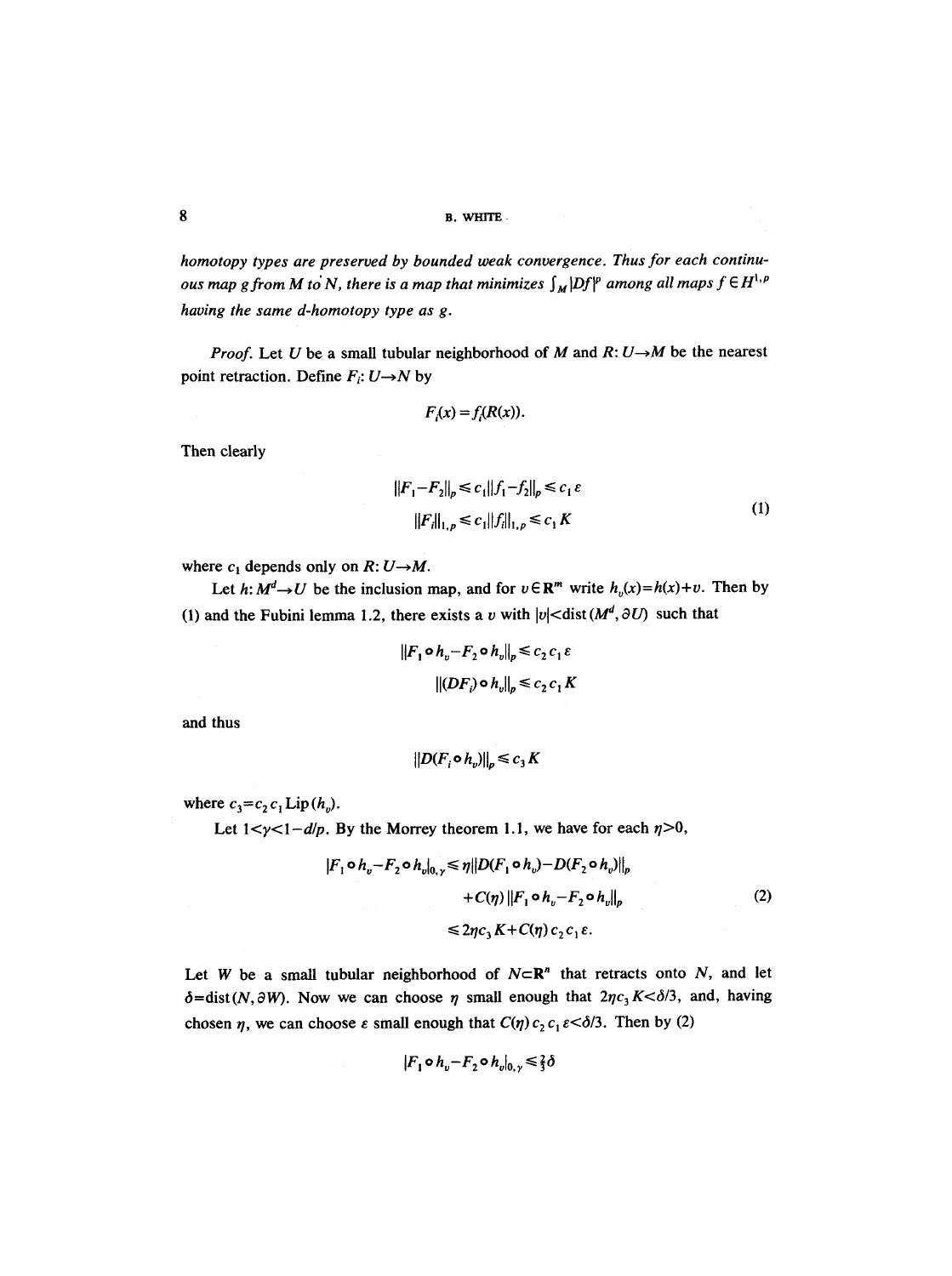*homotopy types are preserved by bounded weak convergence. Thus for each continuous map $g$ from $M$ to $N$, there is a map that minimizes $\int_M |Df|^p$ among all maps $f \in H^{1,p}$ having the same $d$-homotopy type as $g$.*

*Proof.* Let $U$ be a small tubular neighborhood of $M$ and $R: U \to M$ be the nearest point retraction. Define $F_i: U \to N$ by

$$F_i(x) = f_i(R(x)).$$

Then clearly

$$\begin{aligned} \|F_1 - F_2\|_p &\le c_1 \|f_1 - f_2\|_p \le c_1 \varepsilon \\ \|F_i\|_{1,p} &\le c_1 \|f_i\|_{1,p} \le c_1 K \end{aligned} \tag{1}$$

where $c_1$ depends only on $R: U \to M$.

Let $h: M^d \to U$ be the inclusion map, and for $v \in \mathbf{R}^m$ write $h_v(x) = h(x) + v$. Then by (1) and the Fubini lemma 1.2, there exists a $v$ with $|v| < \operatorname{dist}(M^d, \partial U)$ such that

$$\|F_1 \circ h_v - F_2 \circ h_v\|_p \le c_2 c_1 \varepsilon$$

$$\|(DF_i) \circ h_v\|_p \le c_2 c_1 K$$

and thus

$$\|D(F_i \circ h_v)\|_p \le c_3 K$$

where $c_3 = c_2 c_1 \operatorname{Lip}(h_v)$.

Let $1 < \gamma < 1 - d/p$. By the Morrey theorem 1.1, we have for each $\eta > 0$,

$$\begin{aligned} |F_1 \circ h_v - F_2 \circ h_v|_{0,\gamma} &\le \eta \|D(F_1 \circ h_v) - D(F_2 \circ h_v)\|_p \\ &\quad + C(\eta) \|F_1 \circ h_v - F_2 \circ h_v\|_p \\ &\le 2\eta c_3 K + C(\eta) c_2 c_1 \varepsilon. \end{aligned} \tag{2}$$

Let $W$ be a small tubular neighborhood of $N \subset \mathbf{R}^n$ that retracts onto $N$, and let $\delta = \operatorname{dist}(N, \partial W)$. Now we can choose $\eta$ small enough that $2\eta c_3 K < \delta/3$, and, having chosen $\eta$, we can choose $\varepsilon$ small enough that $C(\eta) c_2 c_1 \varepsilon < \delta/3$. Then by (2)

$$|F_1 \circ h_v - F_2 \circ h_v|_{0,\gamma} \le \tfrac{2}{3}\delta$$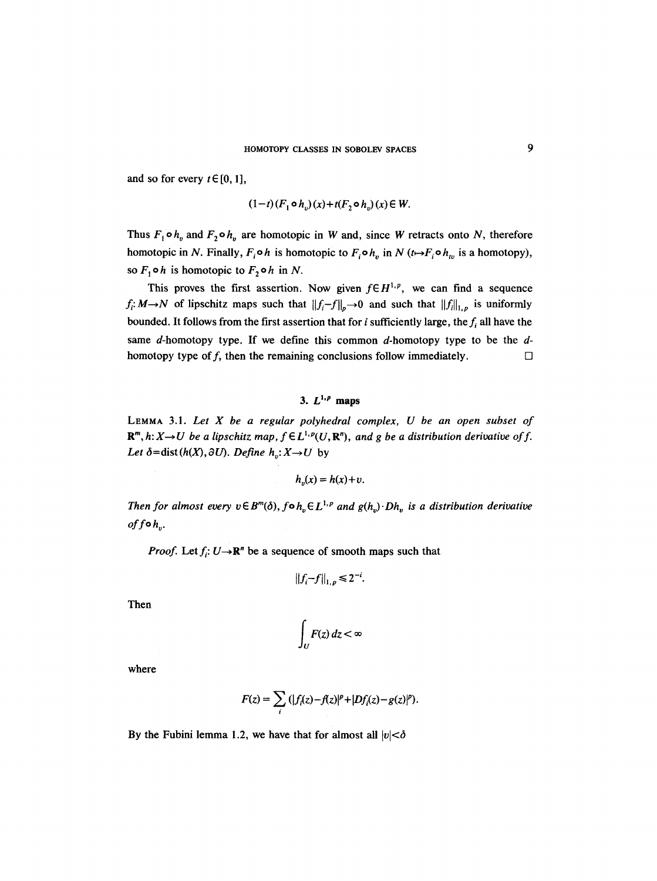and so for every $t \in [0, 1]$,

$$(1-t)(F_1 \circ h_v)(x) + t(F_2 \circ h_v)(x) \in W.$$

Thus $F_1 \circ h_v$ and $F_2 \circ h_v$ are homotopic in $W$ and, since $W$ retracts onto $N$, therefore homotopic in $N$. Finally, $F_i \circ h$ is homotopic to $F_i \circ h_v$ in $N$ ($t \mapsto F_i \circ h_{tv}$ is a homotopy), so $F_1 \circ h$ is homotopic to $F_2 \circ h$ in $N$.

This proves the first assertion. Now given $f \in H^{1,p}$, we can find a sequence $f_i: M \to N$ of lipschitz maps such that $\|f_i - f\|_p \to 0$ and such that $\|f_i\|_{1,p}$ is uniformly bounded. It follows from the first assertion that for $i$ sufficiently large, the $f_i$ all have the same $d$-homotopy type. If we define this common $d$-homotopy type to be the $d$-homotopy type of $f$, then the remaining conclusions follow immediately. $\square$

## 3. $L^{1,p}$ maps

**Lemma 3.1.** *Let $X$ be a regular polyhedral complex, $U$ be an open subset of $\mathbf{R}^m$, $h: X \to U$ be a lipschitz map, $f \in L^{1,p}(U, \mathbf{R}^n)$, and $g$ be a distribution derivative of $f$. Let $\delta = \operatorname{dist}(h(X), \partial U)$. Define $h_v: X \to U$ by*

$$h_v(x) = h(x) + v.$$

*Then for almost every $v \in B^m(\delta)$, $f \circ h_v \in L^{1,p}$ and $g(h_v) \cdot Dh_v$ is a distribution derivative of $f \circ h_v$.*

*Proof.* Let $f_i: U \to \mathbf{R}^n$ be a sequence of smooth maps such that

$$\|f_i - f\|_{1,p} \leq 2^{-i}.$$

Then

$$\int_U F(z)\, dz < \infty$$

where

$$F(z) = \sum_i \left(|f_i(z) - f(z)|^p + |Df_i(z) - g(z)|^p\right).$$

By the Fubini lemma 1.2, we have that for almost all $|v| < \delta$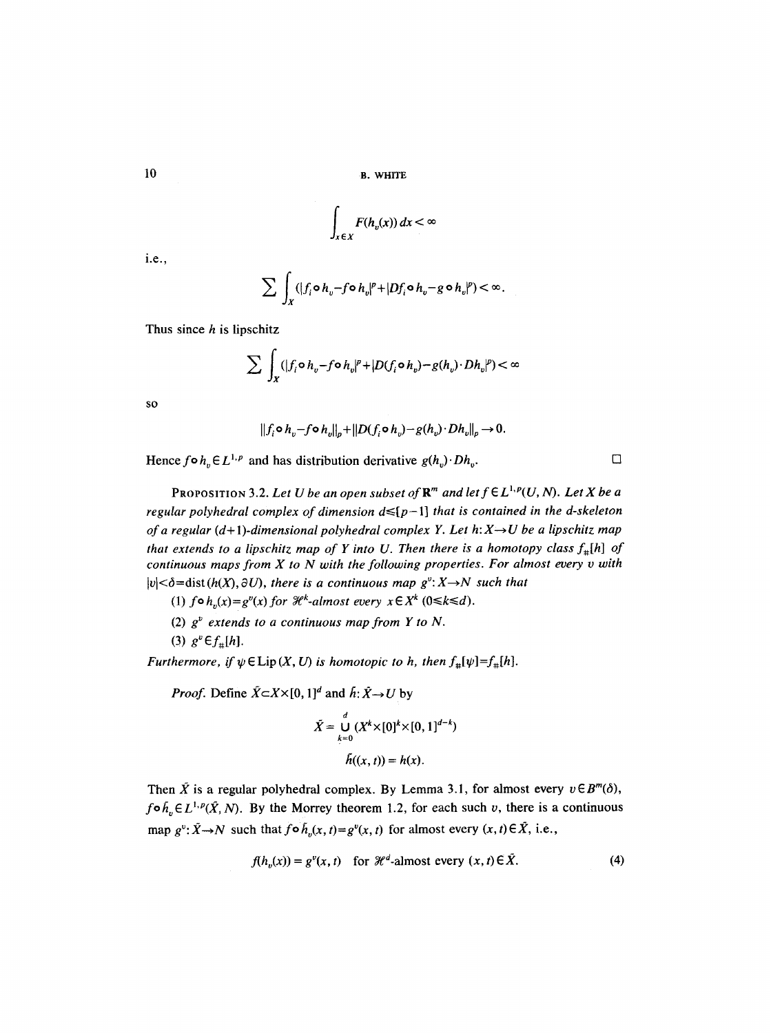$$\int_{x\in X} F(h_v(x))\,dx < \infty$$

i.e.,

$$\sum \int_X (|f_i \circ h_v - f \circ h_v|^p + |Df_i \circ h_v - g \circ h_v|^p) < \infty.$$

Thus since $h$ is lipschitz

$$\sum \int_X (|f_i \circ h_v - f \circ h_v|^p + |D(f_i \circ h_v) - g(h_v)\cdot Dh_v|^p) < \infty$$

so

$$\|f_i \circ h_v - f \circ h_v\|_p + \|D(f_i \circ h_v) - g(h_v)\cdot Dh_v\|_p \to 0.$$

Hence $f \circ h_v \in L^{1,p}$ and has distribution derivative $g(h_v)\cdot Dh_v$. □

PROPOSITION 3.2. *Let $U$ be an open subset of $\mathbf{R}^m$ and let $f \in L^{1,p}(U, N)$. Let $X$ be a regular polyhedral complex of dimension $d \leq [p-1]$ that is contained in the $d$-skeleton of a regular $(d+1)$-dimensional polyhedral complex $Y$. Let $h: X \to U$ be a lipschitz map that extends to a lipschitz map of $Y$ into $U$. Then there is a homotopy class $f_\#[h]$ of continuous maps from $X$ to $N$ with the following properties. For almost every $v$ with $|v| < \delta = \operatorname{dist}(h(X), \partial U)$, there is a continuous map $g^v: X \to N$ such that*

*(1) $f \circ h_v(x) = g^v(x)$ for $\mathcal{H}^k$-almost every $x \in X^k$ $(0 \leq k \leq d)$.*

*(2) $g^v$ extends to a continuous map from $Y$ to $N$.*

*(3) $g^v \in f_\#[h]$.*

*Furthermore, if $\psi \in \operatorname{Lip}(X, U)$ is homotopic to $h$, then $f_\#[\psi] = f_\#[h]$.*

*Proof.* Define $\tilde{X} \subset X \times [0,1]^d$ and $\tilde{h}: \tilde{X} \to U$ by

$$\tilde{X} = \bigcup_{k=0}^{d} (X^k \times [0]^k \times [0,1]^{d-k})$$

$$\tilde{h}((x,t)) = h(x).$$

Then $\tilde{X}$ is a regular polyhedral complex. By Lemma 3.1, for almost every $v \in B^m(\delta)$, $f \circ \tilde{h}_v \in L^{1,p}(\tilde{X}, N)$. By the Morrey theorem 1.2, for each such $v$, there is a continuous map $g^v: \tilde{X} \to N$ such that $f \circ \tilde{h}_v(x,t) = g^v(x,t)$ for almost every $(x,t) \in \tilde{X}$, i.e.,

$$f(h_v(x)) = g^v(x,t) \quad \text{for } \mathcal{H}^d\text{-almost every } (x,t) \in \tilde{X}. \tag{4}$$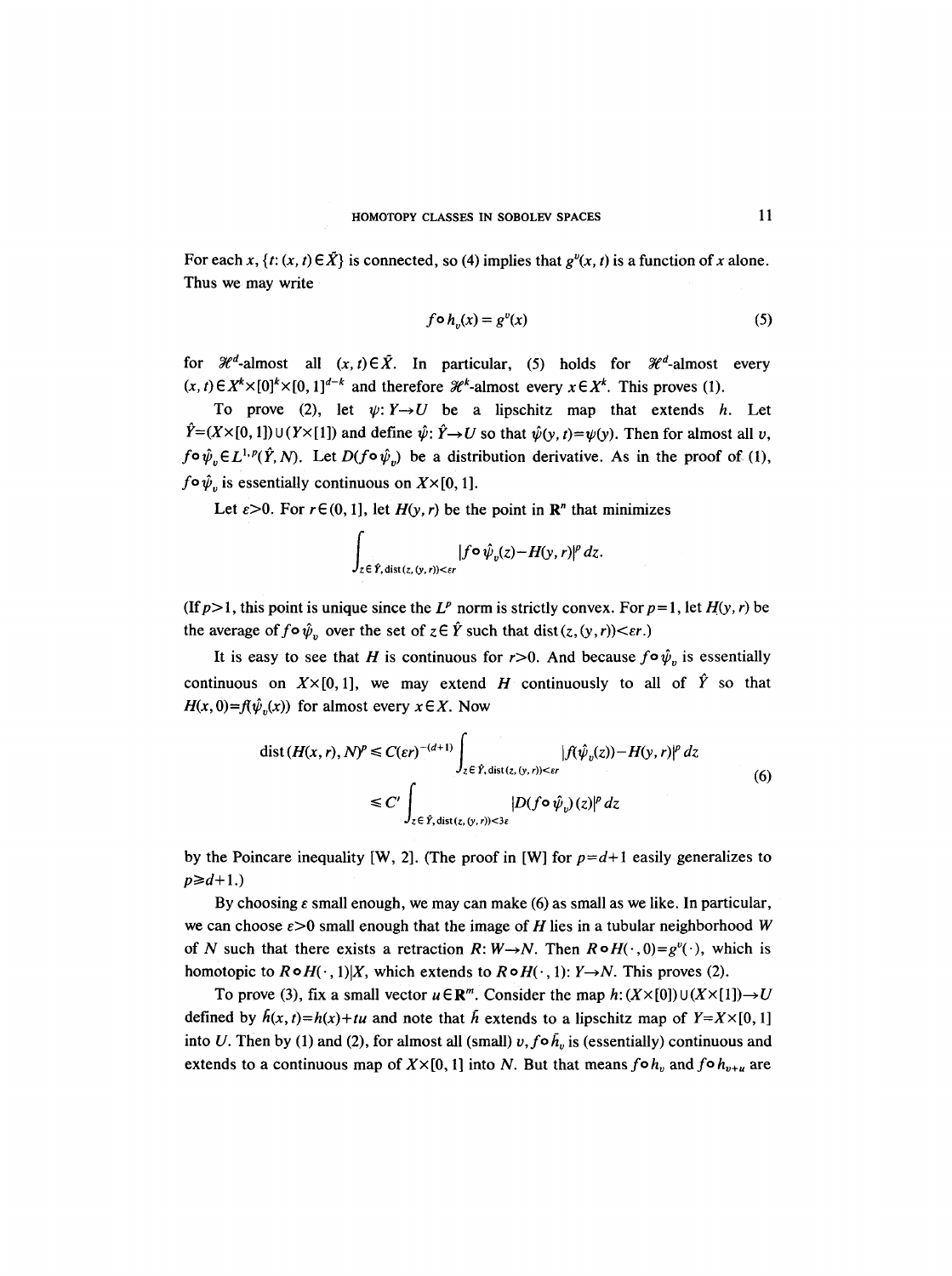For each $x$, $\{t: (x, t) \in \tilde{X}\}$ is connected, so (4) implies that $g^v(x, t)$ is a function of $x$ alone. Thus we may write

$$f \circ h_v(x) = g^v(x) \tag{5}$$

for $\mathcal{H}^d$-almost all $(x, t) \in \tilde{X}$. In particular, (5) holds for $\mathcal{H}^d$-almost every $(x, t) \in X^k \times [0]^k \times [0, 1]^{d-k}$ and therefore $\mathcal{H}^k$-almost every $x \in X^k$. This proves (1).

To prove (2), let $\psi: Y \to U$ be a lipschitz map that extends $h$. Let $\hat{Y} = (X \times [0, 1]) \cup (Y \times [1])$ and define $\hat{\psi}: \hat{Y} \to U$ so that $\hat{\psi}(y, t) = \psi(y)$. Then for almost all $v$, $f \circ \hat{\psi}_v \in L^{1,p}(\hat{Y}, N)$. Let $D(f \circ \hat{\psi}_v)$ be a distribution derivative. As in the proof of (1), $f \circ \hat{\psi}_v$ is essentially continuous on $X \times [0, 1]$.

Let $\varepsilon > 0$. For $r \in (0, 1]$, let $H(y, r)$ be the point in $\mathbf{R}^n$ that minimizes

$$\int_{z \in \hat{Y},\, \mathrm{dist}(z, (y, r)) < \varepsilon r} |f \circ \hat{\psi}_v(z) - H(y, r)|^p \, dz.$$

(If $p > 1$, this point is unique since the $L^p$ norm is strictly convex. For $p = 1$, let $H(y, r)$ be the average of $f \circ \hat{\psi}_v$ over the set of $z \in \hat{Y}$ such that $\mathrm{dist}(z, (y, r)) < \varepsilon r$.)

It is easy to see that $H$ is continuous for $r > 0$. And because $f \circ \hat{\psi}_v$ is essentially continuous on $X \times [0, 1]$, we may extend $H$ continuously to all of $\hat{Y}$ so that $H(x, 0) = f(\hat{\psi}_v(x))$ for almost every $x \in X$. Now

$$\begin{aligned} \mathrm{dist}\,(H(x, r), N)^p &\leq C(\varepsilon r)^{-(d+1)} \int_{z \in \hat{Y},\, \mathrm{dist}(z, (y, r)) < \varepsilon r} |f(\hat{\psi}_v(z)) - H(y, r)|^p \, dz \\ &\leq C' \int_{z \in \hat{Y},\, \mathrm{dist}(z, (y, r)) < 3\varepsilon} |D(f \circ \hat{\psi}_v)(z)|^p \, dz \end{aligned} \tag{6}$$

by the Poincare inequality [W, 2]. (The proof in [W] for $p = d+1$ easily generalizes to $p \geq d+1$.)

By choosing $\varepsilon$ small enough, we may can make (6) as small as we like. In particular, we can choose $\varepsilon > 0$ small enough that the image of $H$ lies in a tubular neighborhood $W$ of $N$ such that there exists a retraction $R: W \to N$. Then $R \circ H(\cdot, 0) = g^v(\cdot)$, which is homotopic to $R \circ H(\cdot, 1)|X$, which extends to $R \circ H(\cdot, 1): Y \to N$. This proves (2).

To prove (3), fix a small vector $u \in \mathbf{R}^m$. Consider the map $h: (X \times [0]) \cup (X \times [1]) \to U$ defined by $\tilde{h}(x, t) = h(x) + tu$ and note that $\tilde{h}$ extends to a lipschitz map of $Y = X \times [0, 1]$ into $U$. Then by (1) and (2), for almost all (small) $v$, $f \circ \tilde{h}_v$ is (essentially) continuous and extends to a continuous map of $X \times [0, 1]$ into $N$. But that means $f \circ h_v$ and $f \circ h_{v+u}$ are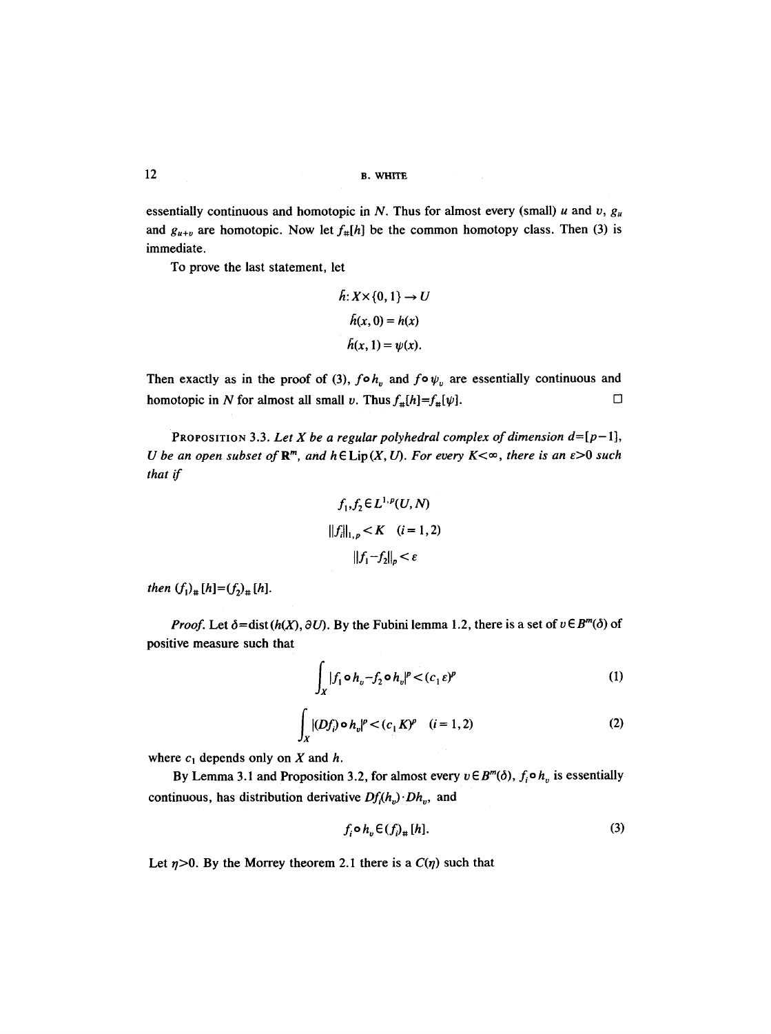essentially continuous and homotopic in $N$. Thus for almost every (small) $u$ and $v$, $g_u$ and $g_{u+v}$ are homotopic. Now let $f_\#[h]$ be the common homotopy class. Then (3) is immediate.

To prove the last statement, let

$$\bar{h}: X \times \{0, 1\} \to U$$
$$\bar{h}(x, 0) = h(x)$$
$$\bar{h}(x, 1) = \psi(x).$$

Then exactly as in the proof of (3), $f \circ h_v$ and $f \circ \psi_v$ are essentially continuous and homotopic in $N$ for almost all small $v$. Thus $f_\#[h] = f_\#[\psi]$. □

**PROPOSITION 3.3.** *Let $X$ be a regular polyhedral complex of dimension $d = [p-1]$, $U$ be an open subset of $\mathbf{R}^m$, and $h \in \mathrm{Lip}(X, U)$. For every $K < \infty$, there is an $\varepsilon > 0$ such that if*

$$f_1, f_2 \in L^{1,p}(U, N)$$
$$\|f_i\|_{1,p} < K \quad (i = 1, 2)$$
$$\|f_1 - f_2\|_p < \varepsilon$$

*then $(f_1)_\#[h] = (f_2)_\#[h]$.*

*Proof.* Let $\delta = \mathrm{dist}(h(X), \partial U)$. By the Fubini lemma 1.2, there is a set of $v \in B^m(\delta)$ of positive measure such that

$$\int_X |f_1 \circ h_v - f_2 \circ h_v|^p < (c_1 \varepsilon)^p \tag{1}$$

$$\int_X |(Df_i) \circ h_v|^p < (c_1 K)^p \quad (i = 1, 2) \tag{2}$$

where $c_1$ depends only on $X$ and $h$.

By Lemma 3.1 and Proposition 3.2, for almost every $v \in B^m(\delta)$, $f_i \circ h_v$ is essentially continuous, has distribution derivative $Df_i(h_v) \cdot Dh_v$, and

$$f_i \circ h_v \in (f_i)_\#[h]. \tag{3}$$

Let $\eta > 0$. By the Morrey theorem 2.1 there is a $C(\eta)$ such that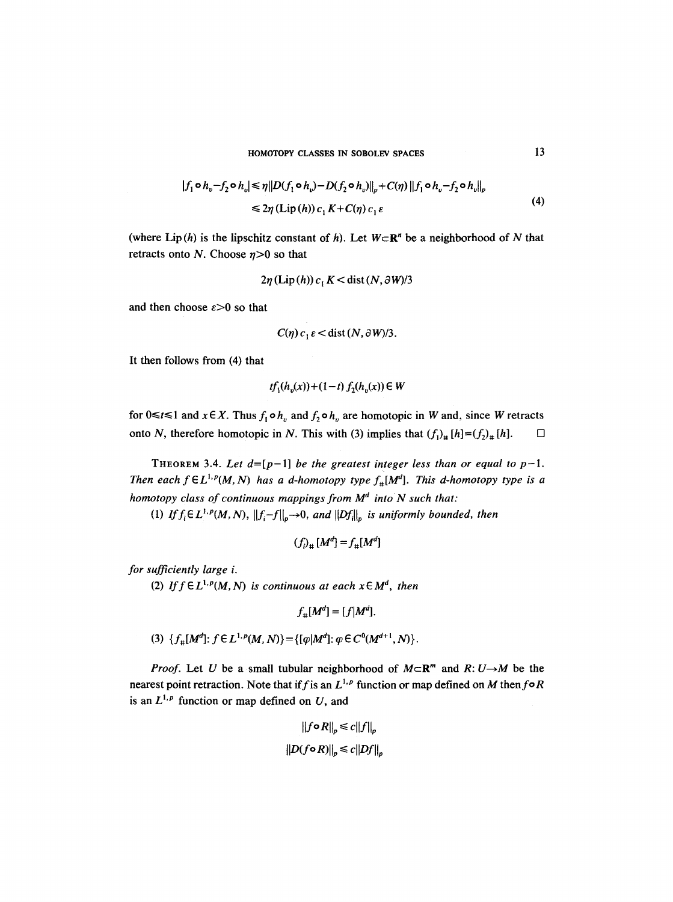$$|f_1 \circ h_v - f_2 \circ h_v| \leq \eta \|D(f_1 \circ h_v) - D(f_2 \circ h_v)\|_p + C(\eta) \|f_1 \circ h_v - f_2 \circ h_v\|_p$$
$$\leq 2\eta\, (\mathrm{Lip}\,(h))\, c_1 K + C(\eta)\, c_1 \varepsilon \tag{4}$$

(where $\mathrm{Lip}\,(h)$ is the lipschitz constant of $h$). Let $W \subset \mathbf{R}^n$ be a neighborhood of $N$ that retracts onto $N$. Choose $\eta > 0$ so that

$$2\eta\, (\mathrm{Lip}\,(h))\, c_1 K < \mathrm{dist}\,(N, \partial W)/3$$

and then choose $\varepsilon > 0$ so that

$$C(\eta)\, c_1 \varepsilon < \mathrm{dist}\,(N, \partial W)/3.$$

It then follows from (4) that

$$t f_1(h_v(x)) + (1-t) f_2(h_v(x)) \in W$$

for $0 \leq t \leq 1$ and $x \in X$. Thus $f_1 \circ h_v$ and $f_2 \circ h_v$ are homotopic in $W$ and, since $W$ retracts onto $N$, therefore homotopic in $N$. This with (3) implies that $(f_1)_\# [h] = (f_2)_\# [h]$. □

**Theorem 3.4.** *Let $d = [p-1]$ be the greatest integer less than or equal to $p-1$. Then each $f \in L^{1,p}(M, N)$ has a d-homotopy type $f_\#[M^d]$. This d-homotopy type is a homotopy class of continuous mappings from $M^d$ into $N$ such that:*

*(1) If $f_i \in L^{1,p}(M, N)$, $\|f_i - f\|_p \to 0$, and $\|Df_i\|_p$ is uniformly bounded, then*

$$(f_i)_\# [M^d] = f_\# [M^d]$$

*for sufficiently large $i$.*

*(2) If $f \in L^{1,p}(M, N)$ is continuous at each $x \in M^d$, then*

$$f_\# [M^d] = [f | M^d].$$

*(3) $\{f_\#[M^d] : f \in L^{1,p}(M, N)\} = \{[\varphi | M^d] : \varphi \in C^0(M^{d+1}, N)\}$.*

*Proof.* Let $U$ be a small tubular neighborhood of $M \subset \mathbf{R}^m$ and $R: U \to M$ be the nearest point retraction. Note that if $f$ is an $L^{1,p}$ function or map defined on $M$ then $f \circ R$ is an $L^{1,p}$ function or map defined on $U$, and

$$\|f \circ R\|_p \leq c \|f\|_p$$
$$\|D(f \circ R)\|_p \leq c \|Df\|_p$$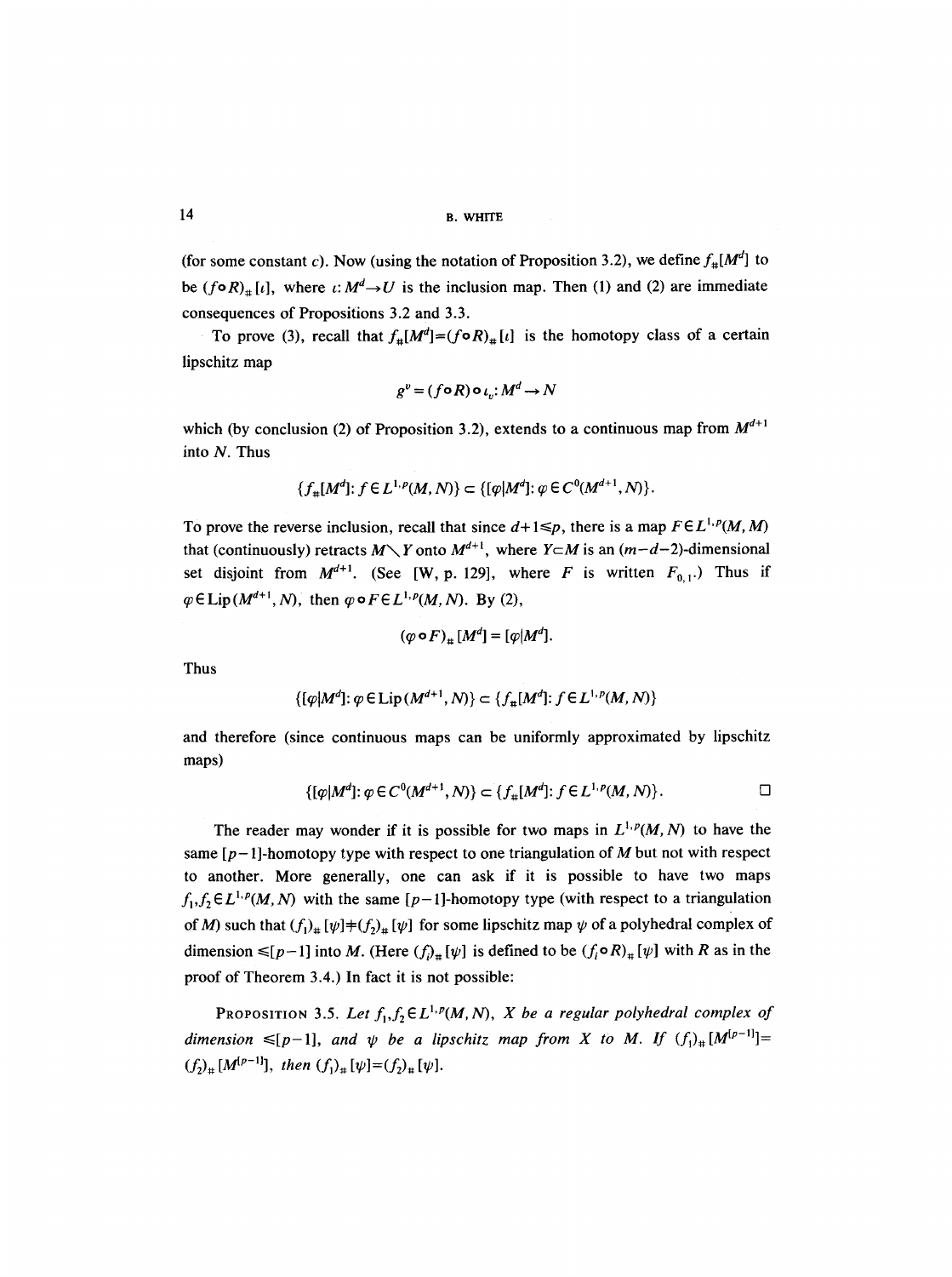(for some constant $c$). Now (using the notation of Proposition 3.2), we define $f_\#[M^d]$ to be $(f \circ R)_\# [\iota]$, where $\iota: M^d \to U$ is the inclusion map. Then (1) and (2) are immediate consequences of Propositions 3.2 and 3.3.

To prove (3), recall that $f_\#[M^d] = (f \circ R)_\# [\iota]$ is the homotopy class of a certain lipschitz map

$$g^v = (f \circ R) \circ \iota_v : M^d \to N$$

which (by conclusion (2) of Proposition 3.2), extends to a continuous map from $M^{d+1}$ into $N$. Thus

$$\{f_\#[M^d]: f \in L^{1,p}(M, N)\} \subset \{[\varphi | M^d]: \varphi \in C^0(M^{d+1}, N)\}.$$

To prove the reverse inclusion, recall that since $d+1 \leq p$, there is a map $F \in L^{1,p}(M, M)$ that (continuously) retracts $M \setminus Y$ onto $M^{d+1}$, where $Y \subset M$ is an $(m-d-2)$-dimensional set disjoint from $M^{d+1}$. (See [W, p. 129], where $F$ is written $F_{0,1}$.) Thus if $\varphi \in \operatorname{Lip}(M^{d+1}, N)$, then $\varphi \circ F \in L^{1,p}(M, N)$. By (2),

$$(\varphi \circ F)_\# [M^d] = [\varphi | M^d].$$

Thus

$$\{[\varphi | M^d]: \varphi \in \operatorname{Lip}(M^{d+1}, N)\} \subset \{f_\#[M^d]: f \in L^{1,p}(M, N)\}$$

and therefore (since continuous maps can be uniformly approximated by lipschitz maps)

$$\{[\varphi | M^d]: \varphi \in C^0(M^{d+1}, N)\} \subset \{f_\#[M^d]: f \in L^{1,p}(M, N)\}. \qquad \square$$

The reader may wonder if it is possible for two maps in $L^{1,p}(M, N)$ to have the same $[p-1]$-homotopy type with respect to one triangulation of $M$ but not with respect to another. More generally, one can ask if it is possible to have two maps $f_1, f_2 \in L^{1,p}(M, N)$ with the same $[p-1]$-homotopy type (with respect to a triangulation of $M$) such that $(f_1)_\# [\psi] \neq (f_2)_\# [\psi]$ for some lipschitz map $\psi$ of a polyhedral complex of dimension $\leq [p-1]$ into $M$. (Here $(f_i)_\# [\psi]$ is defined to be $(f_i \circ R)_\# [\psi]$ with $R$ as in the proof of Theorem 3.4.) In fact it is not possible:

**Proposition 3.5.** *Let $f_1, f_2 \in L^{1,p}(M, N)$, $X$ be a regular polyhedral complex of dimension $\leq [p-1]$, and $\psi$ be a lipschitz map from $X$ to $M$. If $(f_1)_\# [M^{[p-1]}] = (f_2)_\# [M^{[p-1]}]$, then $(f_1)_\# [\psi] = (f_2)_\# [\psi]$.*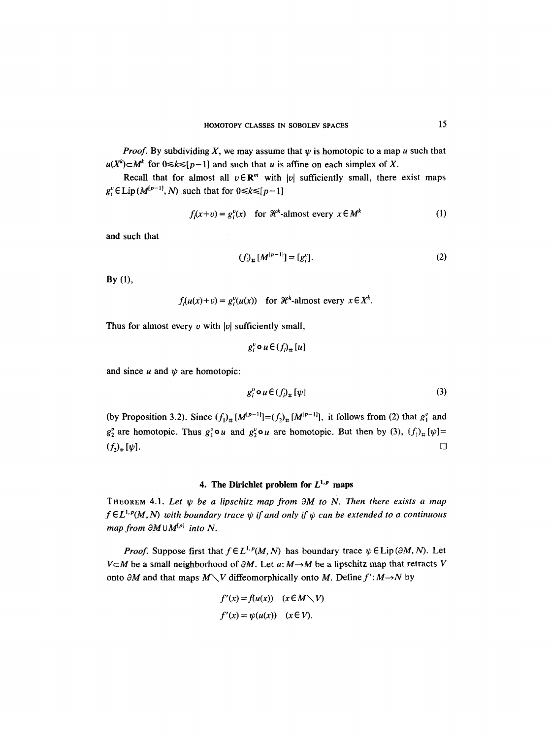*Proof.* By subdividing $X$, we may assume that $\psi$ is homotopic to a map $u$ such that $u(X^k) \subset M^k$ for $0 \leq k \leq [p-1]$ and such that $u$ is affine on each simplex of $X$.

Recall that for almost all $v \in \mathbf{R}^m$ with $|v|$ sufficiently small, there exist maps $g_i^v \in \mathrm{Lip}(M^{[p-1]}, N)$ such that for $0 \leq k \leq [p-1]$

$$f_i(x+v) = g_i^v(x) \quad \text{for } \mathscr{H}^k\text{-almost every } x \in M^k \tag{1}$$

and such that

$$(f_i)_\# [M^{[p-1]}] = [g_i^v]. \tag{2}$$

By (1),

$$f_i(u(x)+v) = g_i^v(u(x)) \quad \text{for } \mathscr{H}^k\text{-almost every } x \in X^k.$$

Thus for almost every $v$ with $|v|$ sufficiently small,

$$g_i^v \circ u \in (f_i)_\# [u]$$

and since $u$ and $\psi$ are homotopic:

$$g_i^v \circ u \in (f_i)_\# [\psi] \tag{3}$$

(by Proposition 3.2). Since $(f_1)_\# [M^{[p-1]}] = (f_2)_\# [M^{[p-1]}]$, it follows from (2) that $g_1^v$ and $g_2^v$ are homotopic. Thus $g_1^v \circ u$ and $g_2^v \circ u$ are homotopic. But then by (3), $(f_1)_\# [\psi] = (f_2)_\# [\psi]$. $\square$

## 4. The Dirichlet problem for $L^{1,p}$ maps

**Theorem 4.1.** *Let $\psi$ be a lipschitz map from $\partial M$ to $N$. Then there exists a map $f \in L^{1,p}(M, N)$ with boundary trace $\psi$ if and only if $\psi$ can be extended to a continuous map from $\partial M \cup M^{[p]}$ into $N$.*

*Proof.* Suppose first that $f \in L^{1,p}(M, N)$ has boundary trace $\psi \in \mathrm{Lip}(\partial M, N)$. Let $V \subset M$ be a small neighborhood of $\partial M$. Let $u: M \to M$ be a lipschitz map that retracts $V$ onto $\partial M$ and that maps $M \setminus V$ diffeomorphically onto $M$. Define $f': M \to N$ by

$$f'(x) = f(u(x)) \quad (x \in M \setminus V)$$
$$f'(x) = \psi(u(x)) \quad (x \in V).$$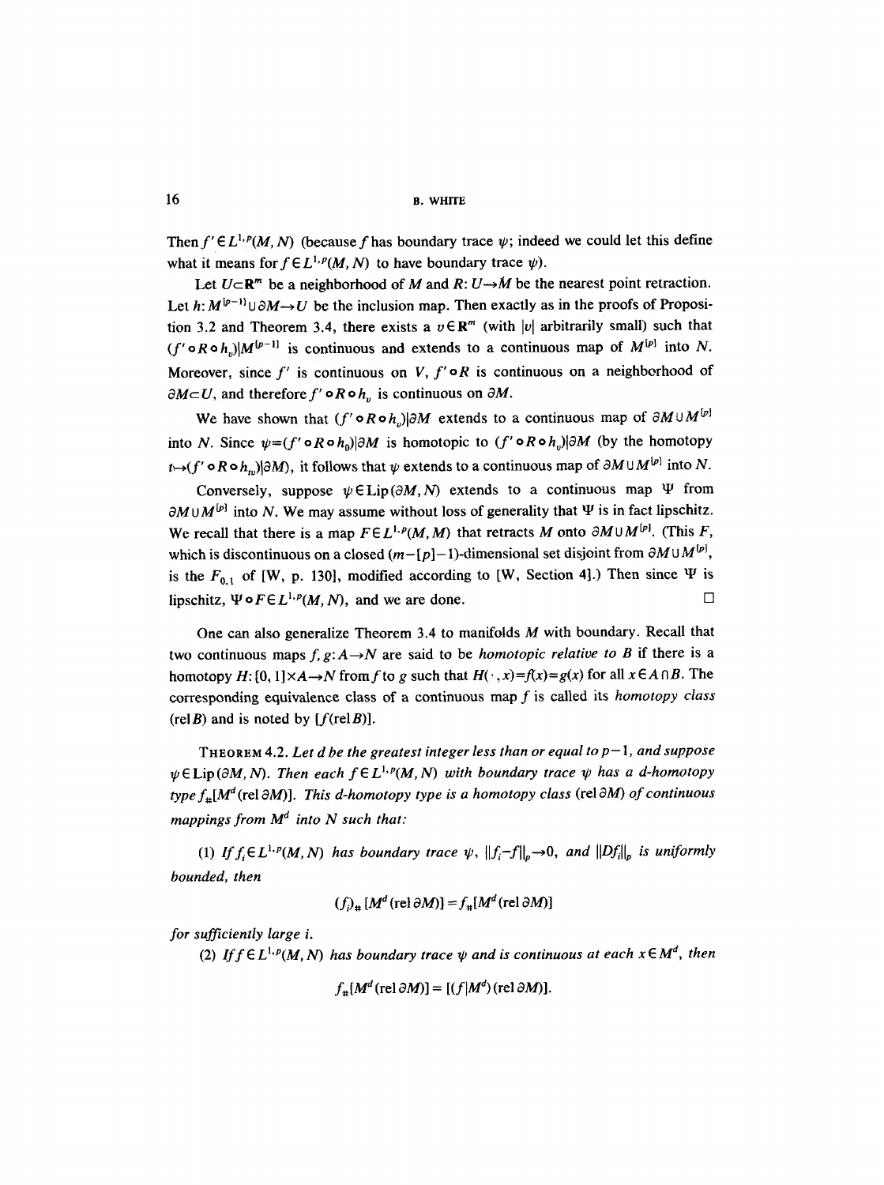Then $f' \in L^{1,p}(M, N)$ (because $f$ has boundary trace $\psi$; indeed we could let this define what it means for $f \in L^{1,p}(M, N)$ to have boundary trace $\psi$).

Let $U \subset \mathbf{R}^m$ be a neighborhood of $M$ and $R: U \to M$ be the nearest point retraction. Let $h: M^{[p-1]} \cup \partial M \to U$ be the inclusion map. Then exactly as in the proofs of Proposition 3.2 and Theorem 3.4, there exists a $v \in \mathbf{R}^m$ (with $|v|$ arbitrarily small) such that $(f' \circ R \circ h_v)|M^{[p-1]}$ is continuous and extends to a continuous map of $M^{[p]}$ into $N$. Moreover, since $f'$ is continuous on $V$, $f' \circ R$ is continuous on a neighborhood of $\partial M \subset U$, and therefore $f' \circ R \circ h_v$ is continuous on $\partial M$.

We have shown that $(f' \circ R \circ h_v)|\partial M$ extends to a continuous map of $\partial M \cup M^{[p]}$ into $N$. Since $\psi = (f' \circ R \circ h_0)|\partial M$ is homotopic to $(f' \circ R \circ h_v)|\partial M$ (by the homotopy $t \mapsto (f' \circ R \circ h_{tv})|\partial M$), it follows that $\psi$ extends to a continuous map of $\partial M \cup M^{[p]}$ into $N$.

Conversely, suppose $\psi \in \mathrm{Lip}(\partial M, N)$ extends to a continuous map $\Psi$ from $\partial M \cup M^{[p]}$ into $N$. We may assume without loss of generality that $\Psi$ is in fact lipschitz. We recall that there is a map $F \in L^{1,p}(M, M)$ that retracts $M$ onto $\partial M \cup M^{[p]}$. (This $F$, which is discontinuous on a closed $(m-[p]-1)$-dimensional set disjoint from $\partial M \cup M^{[p]}$, is the $F_{0,1}$ of [W, p. 130], modified according to [W, Section 4].) Then since $\Psi$ is lipschitz, $\Psi \circ F \in L^{1,p}(M, N)$, and we are done. □

One can also generalize Theorem 3.4 to manifolds $M$ with boundary. Recall that two continuous maps $f, g: A \to N$ are said to be *homotopic relative to* $B$ if there is a homotopy $H: [0, 1] \times A \to N$ from $f$ to $g$ such that $H(\cdot, x) = f(x) = g(x)$ for all $x \in A \cap B$. The corresponding equivalence class of a continuous map $f$ is called its *homotopy class* (rel $B$) and is noted by $[f(\mathrm{rel}\, B)]$.

THEOREM 4.2. *Let $d$ be the greatest integer less than or equal to $p-1$, and suppose $\psi \in \mathrm{Lip}(\partial M, N)$. Then each $f \in L^{1,p}(M, N)$ with boundary trace $\psi$ has a $d$-homotopy type $f_\#[M^d(\mathrm{rel}\, \partial M)]$. This $d$-homotopy type is a homotopy class* (rel $\partial M$) *of continuous mappings from $M^d$ into $N$ such that:*

(1) *If $f_i \in L^{1,p}(M, N)$ has boundary trace $\psi$, $\|f_i - f\|_p \to 0$, and $\|Df_i\|_p$ is uniformly bounded, then*

$$(f_i)_\#[M^d(\mathrm{rel}\, \partial M)] = f_\#[M^d(\mathrm{rel}\, \partial M)]$$

*for sufficiently large $i$.*

(2) *If $f \in L^{1,p}(M, N)$ has boundary trace $\psi$ and is continuous at each $x \in M^d$, then*

$$f_\#[M^d(\mathrm{rel}\, \partial M)] = [(f|M^d)(\mathrm{rel}\, \partial M)].$$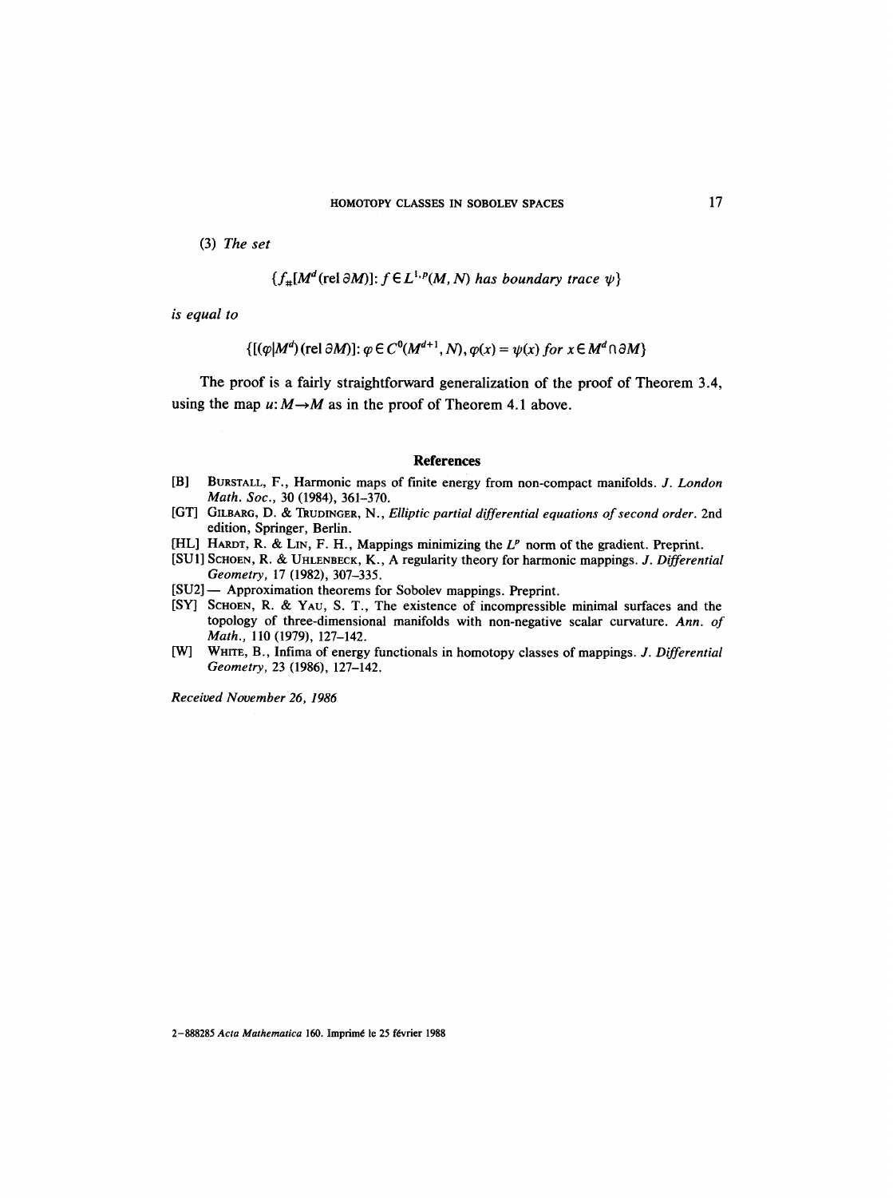(3) *The set*

$$\{f_{\#}[M^d(\text{rel}\,\partial M)]: f \in L^{1,p}(M,N) \text{ has boundary trace } \psi\}$$

*is equal to*

$$\{[(\varphi|M^d)(\text{rel}\,\partial M)]: \varphi \in C^0(M^{d+1},N), \varphi(x)=\psi(x) \text{ for } x \in M^d \cap \partial M\}$$

The proof is a fairly straightforward generalization of the proof of Theorem 3.4, using the map $u: M \to M$ as in the proof of Theorem 4.1 above.

## References

[B] Burstall, F., Harmonic maps of finite energy from non-compact manifolds. *J. London Math. Soc.*, 30 (1984), 361–370.

[GT] Gilbarg, D. & Trudinger, N., *Elliptic partial differential equations of second order*. 2nd edition, Springer, Berlin.

[HL] Hardt, R. & Lin, F. H., Mappings minimizing the $L^p$ norm of the gradient. Preprint.

[SU1] Schoen, R. & Uhlenbeck, K., A regularity theory for harmonic mappings. *J. Differential Geometry*, 17 (1982), 307–335.

[SU2] — Approximation theorems for Sobolev mappings. Preprint.

[SY] Schoen, R. & Yau, S. T., The existence of incompressible minimal surfaces and the topology of three-dimensional manifolds with non-negative scalar curvature. *Ann. of Math.*, 110 (1979), 127–142.

[W] White, B., Infima of energy functionals in homotopy classes of mappings. *J. Differential Geometry*, 23 (1986), 127–142.

*Received November 26, 1986*